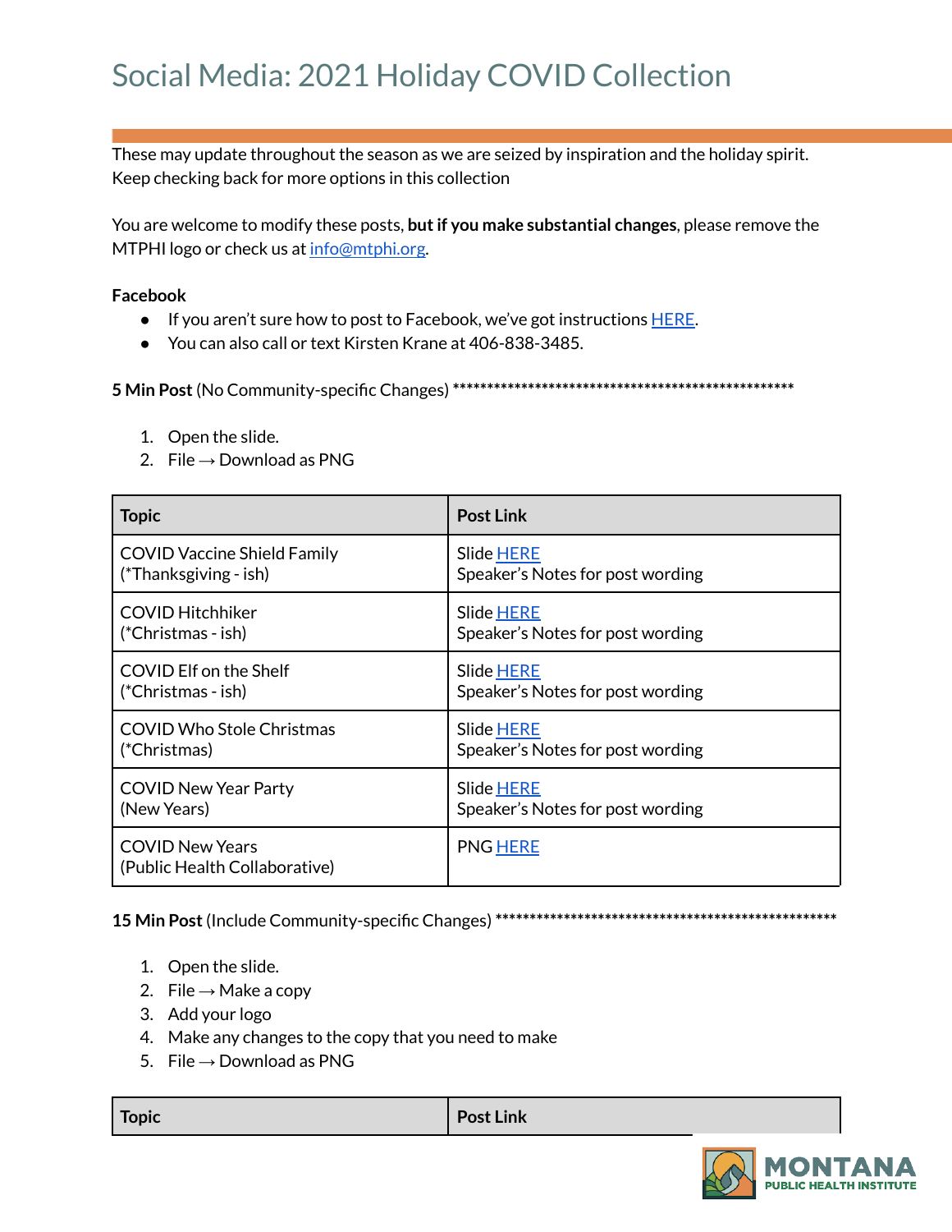# Social Media: 2021 Holiday COVID Collection

These may update throughout the season as we are seized by inspiration and the holiday spirit. Keep checking back for more options in this collection

You are welcome to modify these posts, **but if you make substantial changes**, please remove the MTPHI logo or check us at info@mtphi.org.

**Facebook**

- If you aren't sure how to post to Facebook, we've got instructions HERE.
- You can also call or text Kirsten Krane at 406-838-3485.

**5 Min Post** (No Community-specific Changes) ***************************************************

1. Open the slide.
2. File → Download as PNG

| Topic | Post Link |
|---|---|
| COVID Vaccine Shield Family (*Thanksgiving - ish) | Slide HERE<br>Speaker's Notes for post wording |
| COVID Hitchhiker (*Christmas - ish) | Slide HERE<br>Speaker's Notes for post wording |
| COVID Elf on the Shelf (*Christmas - ish) | Slide HERE<br>Speaker's Notes for post wording |
| COVID Who Stole Christmas (*Christmas) | Slide HERE<br>Speaker's Notes for post wording |
| COVID New Year Party (New Years) | Slide HERE<br>Speaker's Notes for post wording |
| COVID New Years (Public Health Collaborative) | PNG HERE |

**15 Min Post** (Include Community-specific Changes) ***************************************************

1. Open the slide.
2. File → Make a copy
3. Add your logo
4. Make any changes to the copy that you need to make
5. File → Download as PNG

| Topic | Post Link |
|---|---|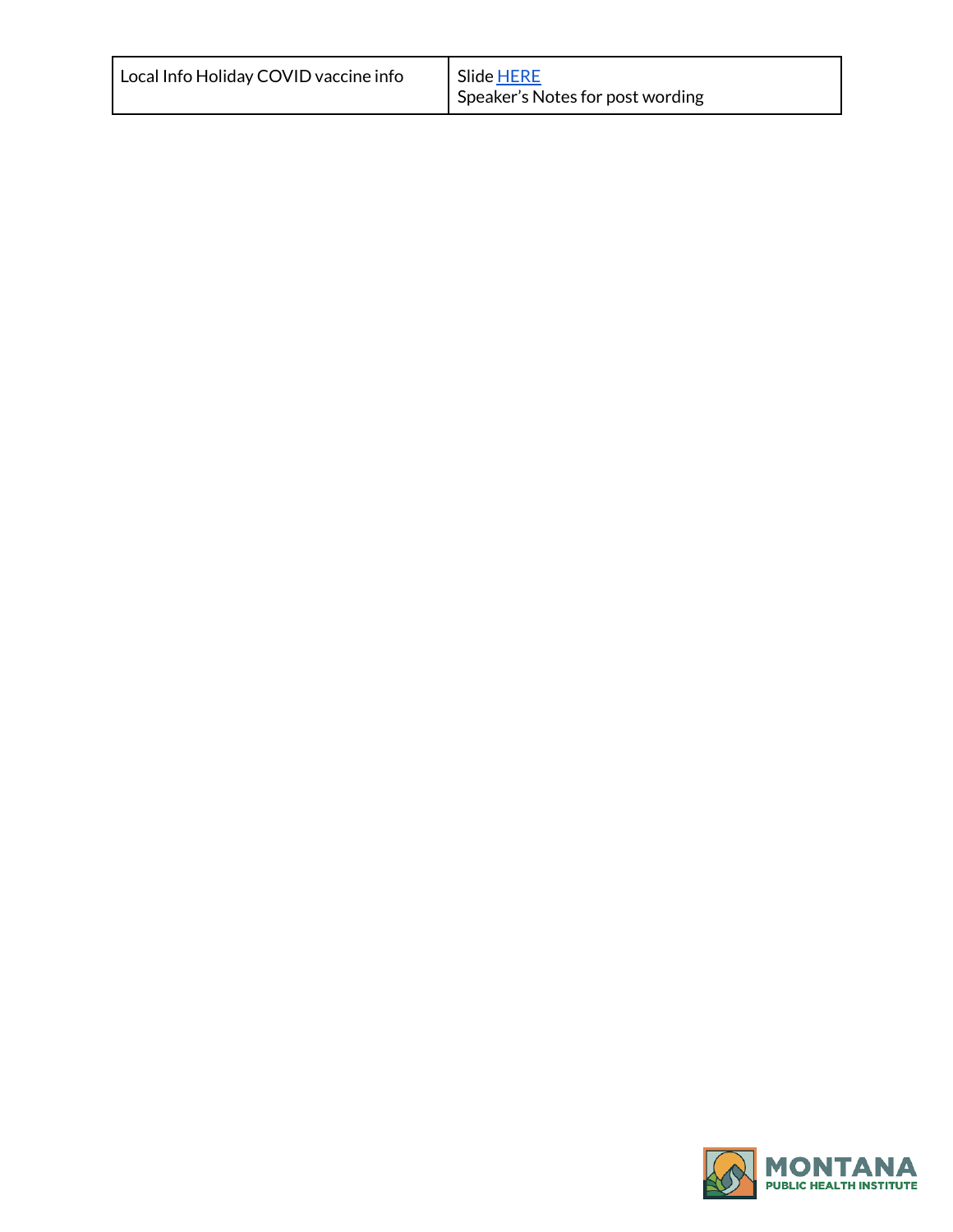| | |
|---|---|
| Local Info Holiday COVID vaccine info | Slide HERE<br>Speaker's Notes for post wording |